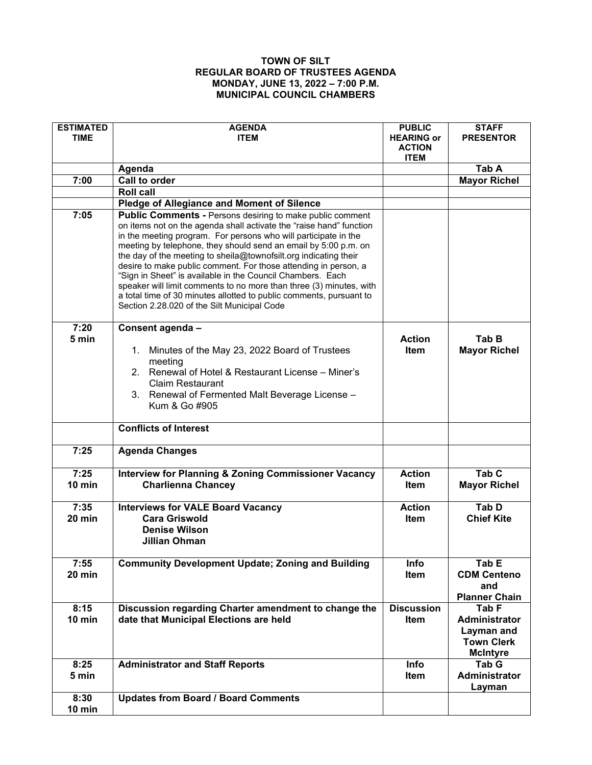**TOWN OF SILT**
**REGULAR BOARD OF TRUSTEES AGENDA**
**MONDAY, JUNE 13, 2022 – 7:00 P.M.**
**MUNICIPAL COUNCIL CHAMBERS**

| ESTIMATED TIME | AGENDA ITEM | PUBLIC HEARING or ACTION ITEM | STAFF PRESENTOR |
|---|---|---|---|
| | **Agenda** | | **Tab A** |
| **7:00** | **Call to order** | | **Mayor Richel** |
| | **Roll call** | | |
| | **Pledge of Allegiance and Moment of Silence** | | |
| **7:05** | **Public Comments -** Persons desiring to make public comment on items not on the agenda shall activate the "raise hand" function in the meeting program. For persons who will participate in the meeting by telephone, they should send an email by 5:00 p.m. on the day of the meeting to sheila@townofsilt.org indicating their desire to make public comment. For those attending in person, a "Sign in Sheet" is available in the Council Chambers. Each speaker will limit comments to no more than three (3) minutes, with a total time of 30 minutes allotted to public comments, pursuant to Section 2.28.020 of the Silt Municipal Code | | |
| **7:20** **5 min** | **Consent agenda –** 1. Minutes of the May 23, 2022 Board of Trustees meeting 2. Renewal of Hotel & Restaurant License – Miner's Claim Restaurant 3. Renewal of Fermented Malt Beverage License – Kum & Go #905 | **Action Item** | **Tab B** **Mayor Richel** |
| | **Conflicts of Interest** | | |
| **7:25** | **Agenda Changes** | | |
| **7:25** **10 min** | **Interview for Planning & Zoning Commissioner Vacancy** **Charlienna Chancey** | **Action Item** | **Tab C** **Mayor Richel** |
| **7:35** **20 min** | **Interviews for VALE Board Vacancy** **Cara Griswold** **Denise Wilson** **Jillian Ohman** | **Action Item** | **Tab D** **Chief Kite** |
| **7:55** **20 min** | **Community Development Update; Zoning and Building** | **Info Item** | **Tab E** **CDM Centeno and Planner Chain** |
| **8:15** **10 min** | **Discussion regarding Charter amendment to change the date that Municipal Elections are held** | **Discussion Item** | **Tab F** **Administrator Layman and Town Clerk McIntyre** |
| **8:25** **5 min** | **Administrator and Staff Reports** | **Info Item** | **Tab G** **Administrator Layman** |
| **8:30** **10 min** | **Updates from Board / Board Comments** | | |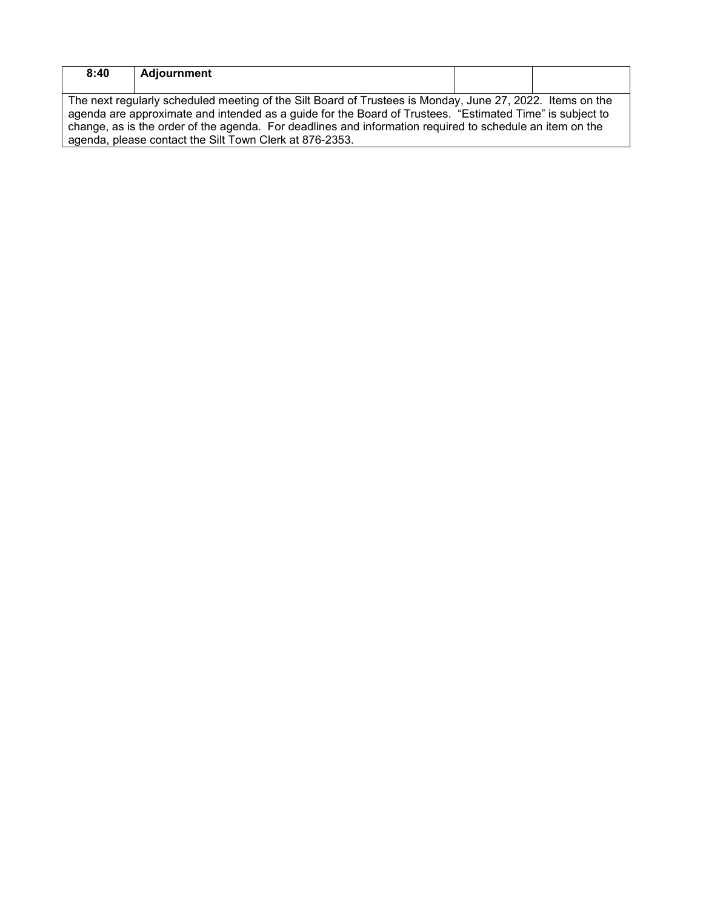| | | | |
|---|---|---|---|
| **8:40** | **Adjournment** | | |

The next regularly scheduled meeting of the Silt Board of Trustees is Monday, June 27, 2022. Items on the agenda are approximate and intended as a guide for the Board of Trustees. "Estimated Time" is subject to change, as is the order of the agenda. For deadlines and information required to schedule an item on the agenda, please contact the Silt Town Clerk at 876-2353.